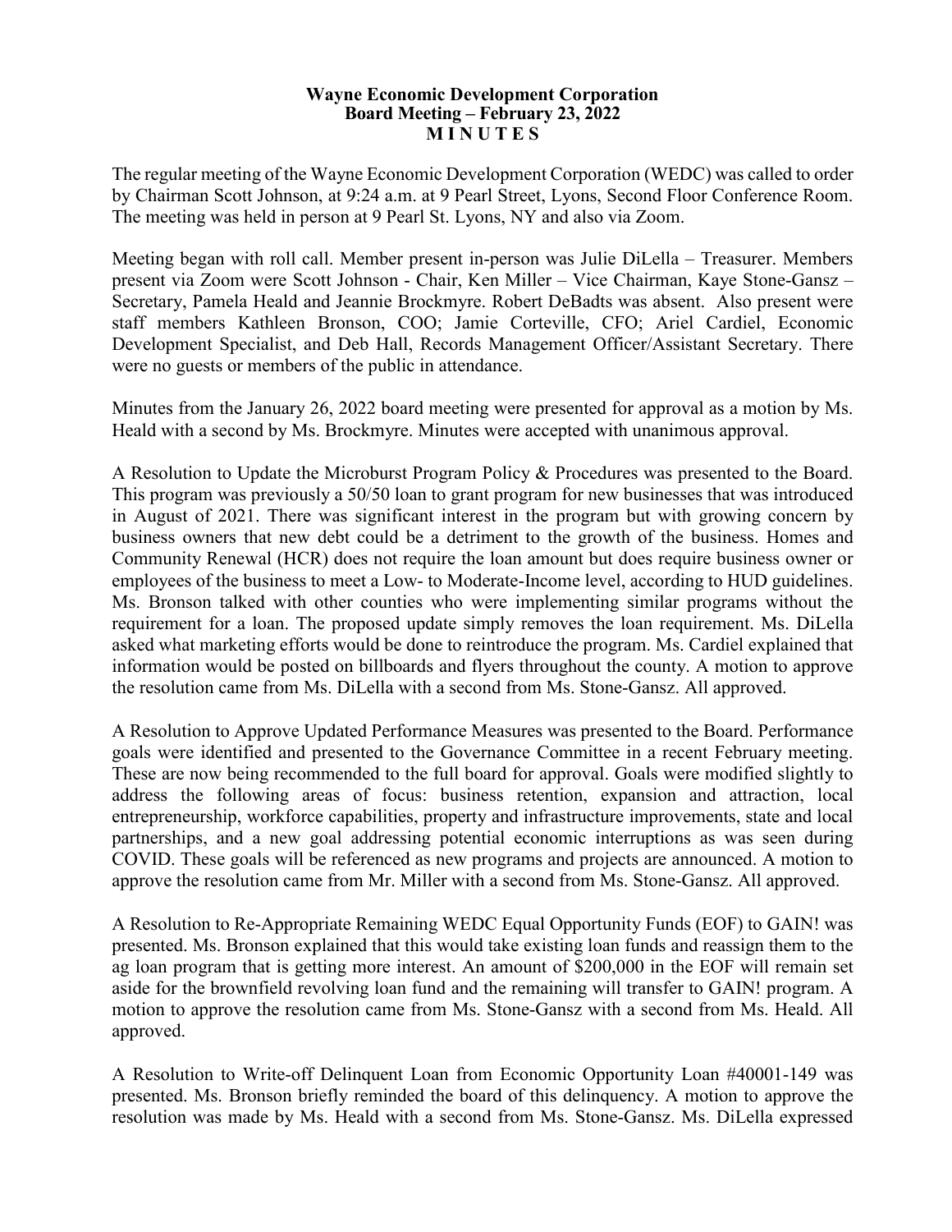**Wayne Economic Development Corporation**
**Board Meeting – February 23, 2022**
**M I N U T E S**

The regular meeting of the Wayne Economic Development Corporation (WEDC) was called to order by Chairman Scott Johnson, at 9:24 a.m. at 9 Pearl Street, Lyons, Second Floor Conference Room. The meeting was held in person at 9 Pearl St. Lyons, NY and also via Zoom.

Meeting began with roll call. Member present in-person was Julie DiLella – Treasurer. Members present via Zoom were Scott Johnson - Chair, Ken Miller – Vice Chairman, Kaye Stone-Gansz – Secretary, Pamela Heald and Jeannie Brockmyre. Robert DeBadts was absent. Also present were staff members Kathleen Bronson, COO; Jamie Corteville, CFO; Ariel Cardiel, Economic Development Specialist, and Deb Hall, Records Management Officer/Assistant Secretary. There were no guests or members of the public in attendance.

Minutes from the January 26, 2022 board meeting were presented for approval as a motion by Ms. Heald with a second by Ms. Brockmyre. Minutes were accepted with unanimous approval.

A Resolution to Update the Microburst Program Policy & Procedures was presented to the Board. This program was previously a 50/50 loan to grant program for new businesses that was introduced in August of 2021. There was significant interest in the program but with growing concern by business owners that new debt could be a detriment to the growth of the business. Homes and Community Renewal (HCR) does not require the loan amount but does require business owner or employees of the business to meet a Low- to Moderate-Income level, according to HUD guidelines. Ms. Bronson talked with other counties who were implementing similar programs without the requirement for a loan. The proposed update simply removes the loan requirement. Ms. DiLella asked what marketing efforts would be done to reintroduce the program. Ms. Cardiel explained that information would be posted on billboards and flyers throughout the county. A motion to approve the resolution came from Ms. DiLella with a second from Ms. Stone-Gansz. All approved.

A Resolution to Approve Updated Performance Measures was presented to the Board. Performance goals were identified and presented to the Governance Committee in a recent February meeting. These are now being recommended to the full board for approval. Goals were modified slightly to address the following areas of focus: business retention, expansion and attraction, local entrepreneurship, workforce capabilities, property and infrastructure improvements, state and local partnerships, and a new goal addressing potential economic interruptions as was seen during COVID. These goals will be referenced as new programs and projects are announced. A motion to approve the resolution came from Mr. Miller with a second from Ms. Stone-Gansz. All approved.

A Resolution to Re-Appropriate Remaining WEDC Equal Opportunity Funds (EOF) to GAIN! was presented. Ms. Bronson explained that this would take existing loan funds and reassign them to the ag loan program that is getting more interest. An amount of $200,000 in the EOF will remain set aside for the brownfield revolving loan fund and the remaining will transfer to GAIN! program. A motion to approve the resolution came from Ms. Stone-Gansz with a second from Ms. Heald. All approved.

A Resolution to Write-off Delinquent Loan from Economic Opportunity Loan #40001-149 was presented. Ms. Bronson briefly reminded the board of this delinquency. A motion to approve the resolution was made by Ms. Heald with a second from Ms. Stone-Gansz. Ms. DiLella expressed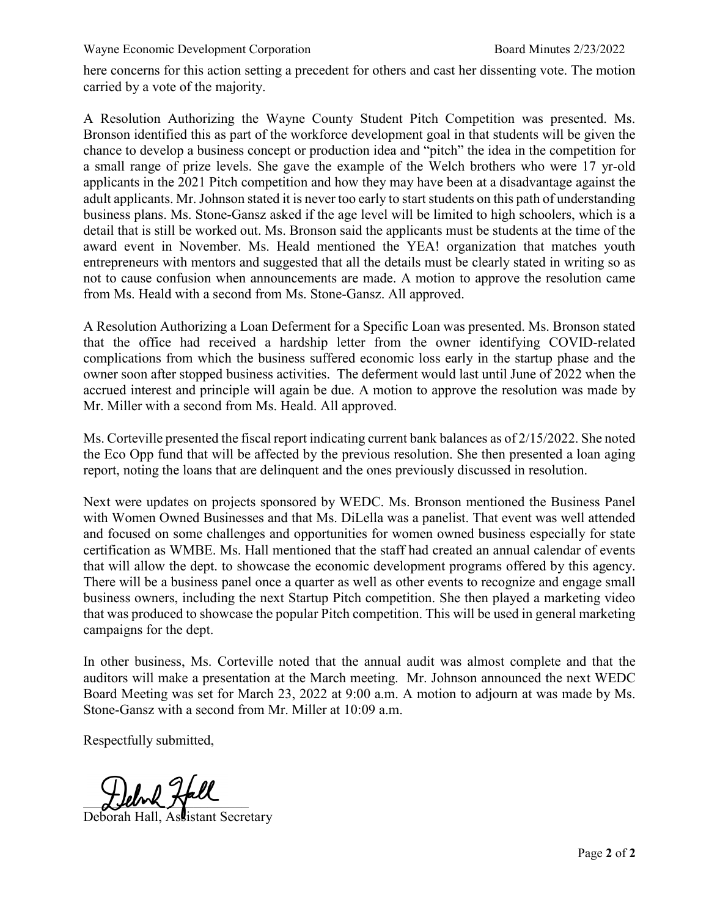here concerns for this action setting a precedent for others and cast her dissenting vote. The motion carried by a vote of the majority.

A Resolution Authorizing the Wayne County Student Pitch Competition was presented. Ms. Bronson identified this as part of the workforce development goal in that students will be given the chance to develop a business concept or production idea and "pitch" the idea in the competition for a small range of prize levels. She gave the example of the Welch brothers who were 17 yr-old applicants in the 2021 Pitch competition and how they may have been at a disadvantage against the adult applicants. Mr. Johnson stated it is never too early to start students on this path of understanding business plans. Ms. Stone-Gansz asked if the age level will be limited to high schoolers, which is a detail that is still be worked out. Ms. Bronson said the applicants must be students at the time of the award event in November. Ms. Heald mentioned the YEA! organization that matches youth entrepreneurs with mentors and suggested that all the details must be clearly stated in writing so as not to cause confusion when announcements are made. A motion to approve the resolution came from Ms. Heald with a second from Ms. Stone-Gansz. All approved.

A Resolution Authorizing a Loan Deferment for a Specific Loan was presented. Ms. Bronson stated that the office had received a hardship letter from the owner identifying COVID-related complications from which the business suffered economic loss early in the startup phase and the owner soon after stopped business activities. The deferment would last until June of 2022 when the accrued interest and principle will again be due. A motion to approve the resolution was made by Mr. Miller with a second from Ms. Heald. All approved.

Ms. Corteville presented the fiscal report indicating current bank balances as of 2/15/2022. She noted the Eco Opp fund that will be affected by the previous resolution. She then presented a loan aging report, noting the loans that are delinquent and the ones previously discussed in resolution.

Next were updates on projects sponsored by WEDC. Ms. Bronson mentioned the Business Panel with Women Owned Businesses and that Ms. DiLella was a panelist. That event was well attended and focused on some challenges and opportunities for women owned business especially for state certification as WMBE. Ms. Hall mentioned that the staff had created an annual calendar of events that will allow the dept. to showcase the economic development programs offered by this agency. There will be a business panel once a quarter as well as other events to recognize and engage small business owners, including the next Startup Pitch competition. She then played a marketing video that was produced to showcase the popular Pitch competition. This will be used in general marketing campaigns for the dept.

In other business, Ms. Corteville noted that the annual audit was almost complete and that the auditors will make a presentation at the March meeting. Mr. Johnson announced the next WEDC Board Meeting was set for March 23, 2022 at 9:00 a.m. A motion to adjourn at was made by Ms. Stone-Gansz with a second from Mr. Miller at 10:09 a.m.

Respectfully submitted,

Deborah Hall

Deborah Hall, Assistant Secretary